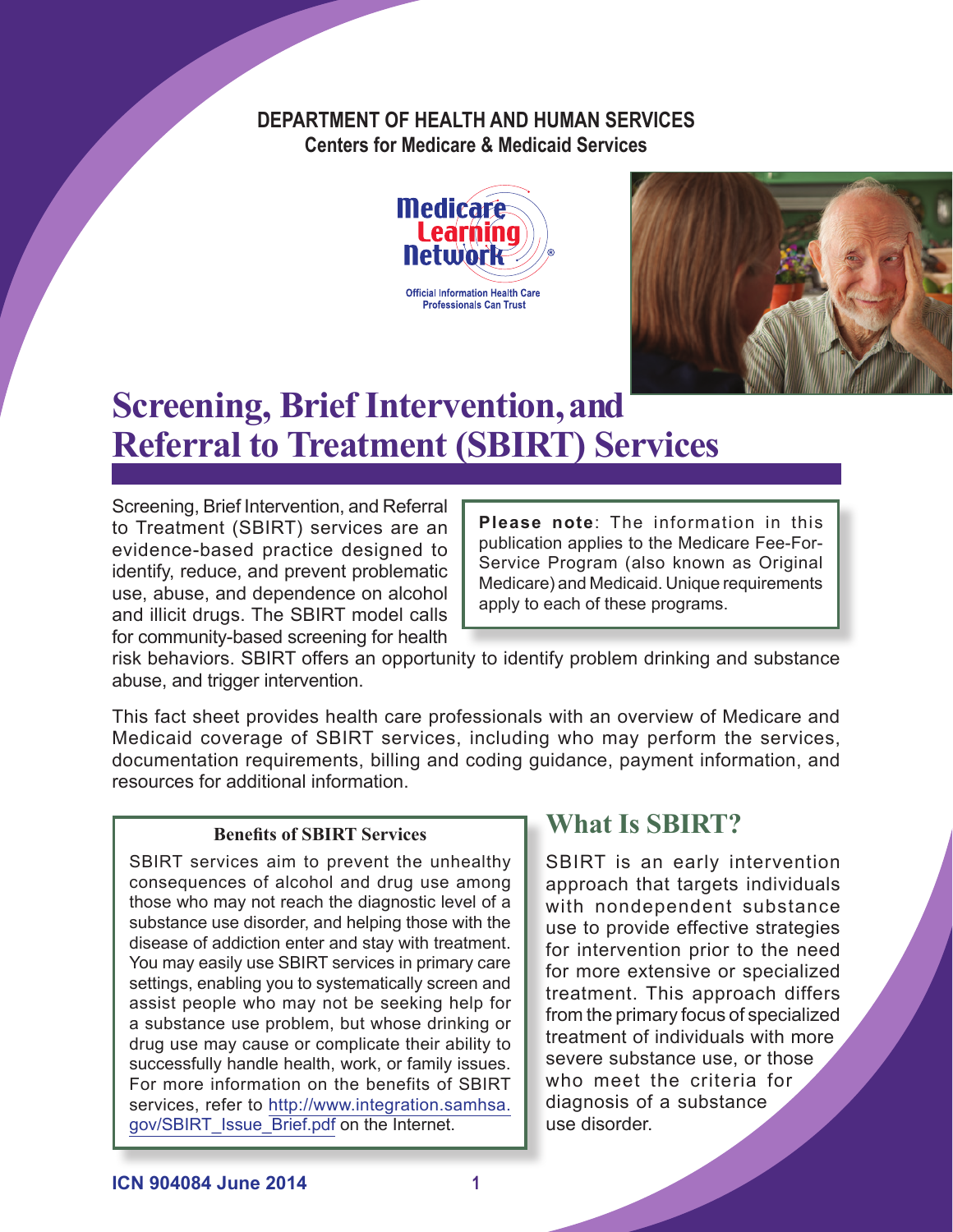**DEPARTMENT OF HEALTH AND HUMAN SERVICES**
**Centers for Medicare & Medicaid Services**

Medicare Learning Network®

Official Information Health Care Professionals Can Trust

# Screening, Brief Intervention, and Referral to Treatment (SBIRT) Services

Screening, Brief Intervention, and Referral to Treatment (SBIRT) services are an evidence-based practice designed to identify, reduce, and prevent problematic use, abuse, and dependence on alcohol and illicit drugs. The SBIRT model calls for community-based screening for health risk behaviors. SBIRT offers an opportunity to identify problem drinking and substance abuse, and trigger intervention.

> **Please note**: The information in this publication applies to the Medicare Fee-For-Service Program (also known as Original Medicare) and Medicaid. Unique requirements apply to each of these programs.

This fact sheet provides health care professionals with an overview of Medicare and Medicaid coverage of SBIRT services, including who may perform the services, documentation requirements, billing and coding guidance, payment information, and resources for additional information.

> **Benefits of SBIRT Services**
>
> SBIRT services aim to prevent the unhealthy consequences of alcohol and drug use among those who may not reach the diagnostic level of a substance use disorder, and helping those with the disease of addiction enter and stay with treatment. You may easily use SBIRT services in primary care settings, enabling you to systematically screen and assist people who may not be seeking help for a substance use problem, but whose drinking or drug use may cause or complicate their ability to successfully handle health, work, or family issues. For more information on the benefits of SBIRT services, refer to http://www.integration.samhsa.gov/SBIRT_Issue_Brief.pdf on the Internet.

## What Is SBIRT?

SBIRT is an early intervention approach that targets individuals with nondependent substance use to provide effective strategies for intervention prior to the need for more extensive or specialized treatment. This approach differs from the primary focus of specialized treatment of individuals with more severe substance use, or those who meet the criteria for diagnosis of a substance use disorder.

ICN 904084 June 2014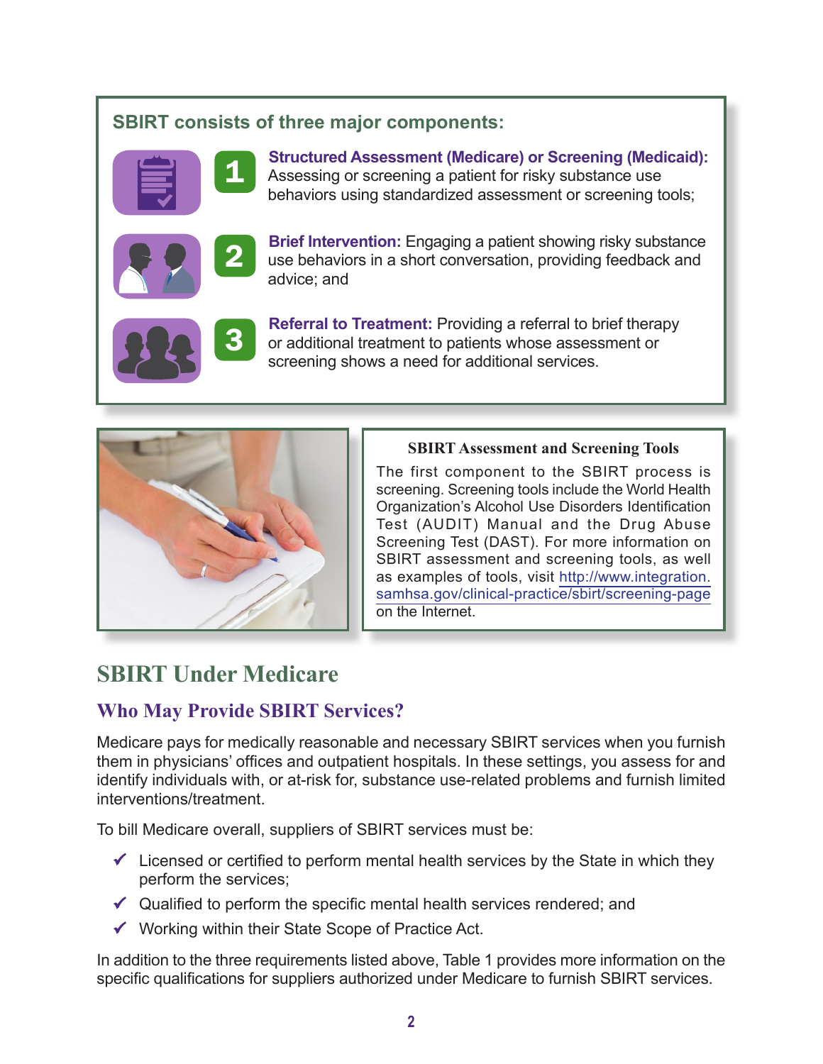**SBIRT consists of three major components:**

1. **Structured Assessment (Medicare) or Screening (Medicaid):** Assessing or screening a patient for risky substance use behaviors using standardized assessment or screening tools;
2. **Brief Intervention:** Engaging a patient showing risky substance use behaviors in a short conversation, providing feedback and advice; and
3. **Referral to Treatment:** Providing a referral to brief therapy or additional treatment to patients whose assessment or screening shows a need for additional services.

**SBIRT Assessment and Screening Tools**

The first component to the SBIRT process is screening. Screening tools include the World Health Organization's Alcohol Use Disorders Identification Test (AUDIT) Manual and the Drug Abuse Screening Test (DAST). For more information on SBIRT assessment and screening tools, as well as examples of tools, visit http://www.integration.samhsa.gov/clinical-practice/sbirt/screening-page on the Internet.

# SBIRT Under Medicare

## Who May Provide SBIRT Services?

Medicare pays for medically reasonable and necessary SBIRT services when you furnish them in physicians' offices and outpatient hospitals. In these settings, you assess for and identify individuals with, or at-risk for, substance use-related problems and furnish limited interventions/treatment.

To bill Medicare overall, suppliers of SBIRT services must be:

- ✓ Licensed or certified to perform mental health services by the State in which they perform the services;
- ✓ Qualified to perform the specific mental health services rendered; and
- ✓ Working within their State Scope of Practice Act.

In addition to the three requirements listed above, Table 1 provides more information on the specific qualifications for suppliers authorized under Medicare to furnish SBIRT services.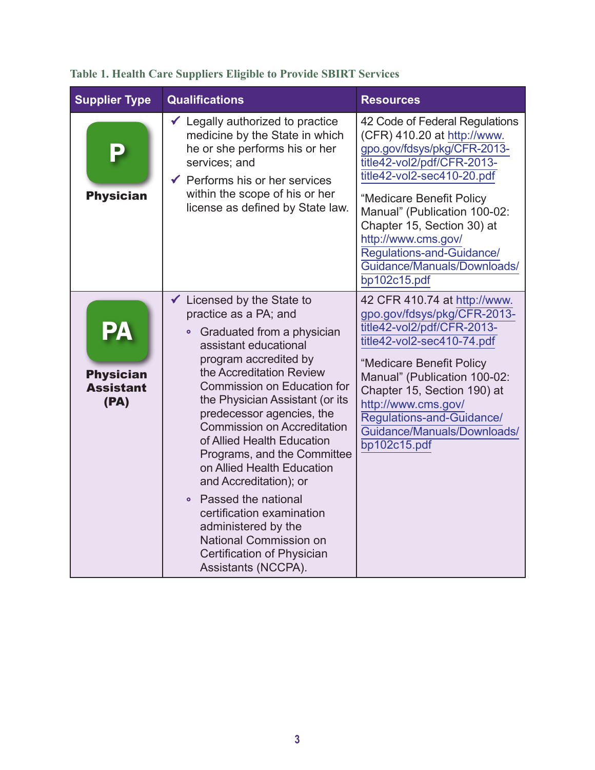**Table 1. Health Care Suppliers Eligible to Provide SBIRT Services**

| Supplier Type | Qualifications | Resources |
|---|---|---|
| P **Physician** | ✓ Legally authorized to practice medicine by the State in which he or she performs his or her services; and<br>✓ Performs his or her services within the scope of his or her license as defined by State law. | 42 Code of Federal Regulations (CFR) 410.20 at http://www.gpo.gov/fdsys/pkg/CFR-2013-title42-vol2/pdf/CFR-2013-title42-vol2-sec410-20.pdf<br>"Medicare Benefit Policy Manual" (Publication 100-02: Chapter 15, Section 30) at http://www.cms.gov/Regulations-and-Guidance/Guidance/Manuals/Downloads/bp102c15.pdf |
| PA **Physician Assistant (PA)** | ✓ Licensed by the State to practice as a PA; and<br>◦ Graduated from a physician assistant educational program accredited by the Accreditation Review Commission on Education for the Physician Assistant (or its predecessor agencies, the Commission on Accreditation of Allied Health Education Programs, and the Committee on Allied Health Education and Accreditation); or<br>◦ Passed the national certification examination administered by the National Commission on Certification of Physician Assistants (NCCPA). | 42 CFR 410.74 at http://www.gpo.gov/fdsys/pkg/CFR-2013-title42-vol2/pdf/CFR-2013-title42-vol2-sec410-74.pdf<br>"Medicare Benefit Policy Manual" (Publication 100-02: Chapter 15, Section 190) at http://www.cms.gov/Regulations-and-Guidance/Guidance/Manuals/Downloads/bp102c15.pdf |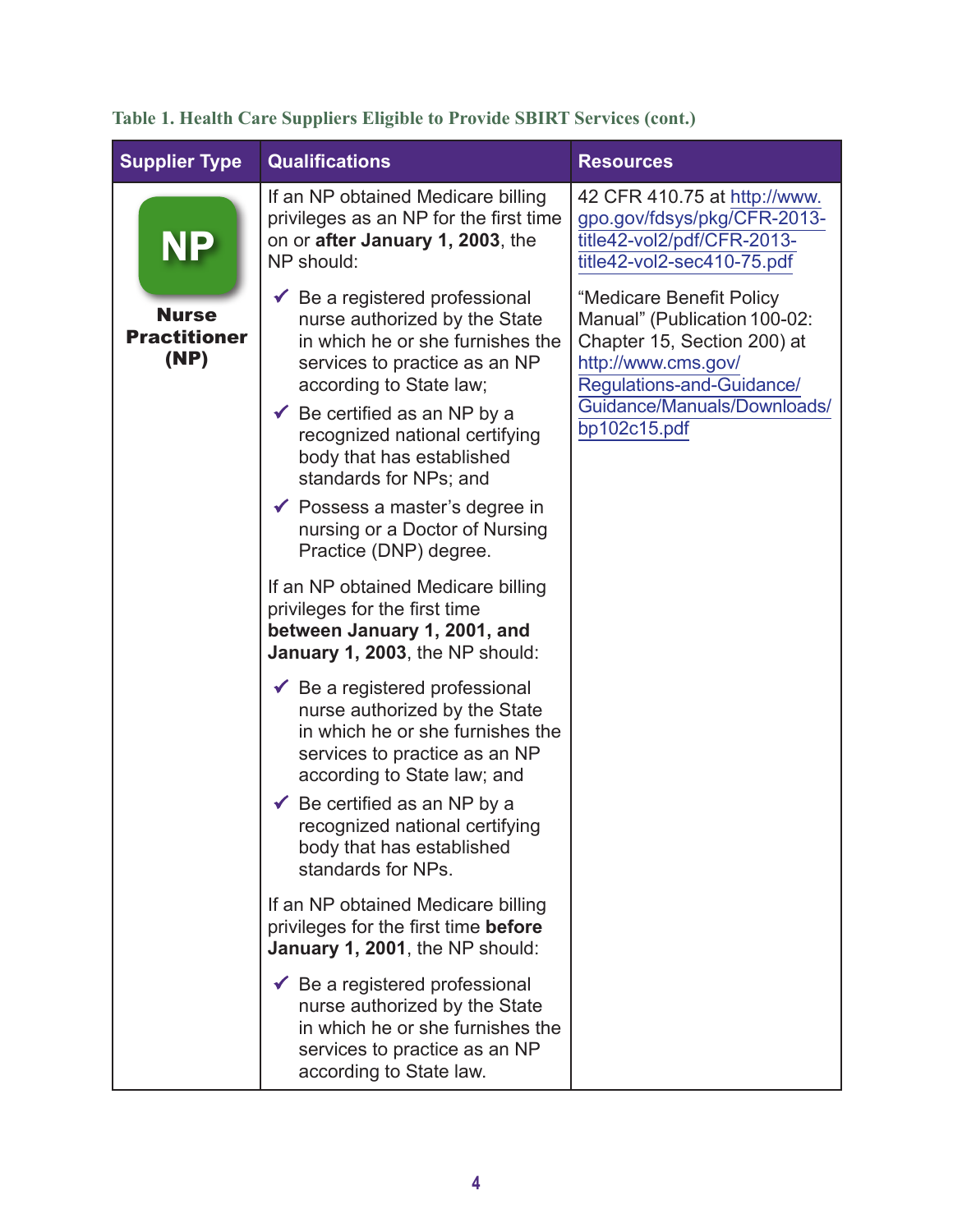**Table 1. Health Care Suppliers Eligible to Provide SBIRT Services (cont.)**

| Supplier Type | Qualifications | Resources |
|---|---|---|
| **NP**<br>**Nurse Practitioner (NP)** | If an NP obtained Medicare billing privileges as an NP for the first time on or **after January 1, 2003**, the NP should:<br>✔ Be a registered professional nurse authorized by the State in which he or she furnishes the services to practice as an NP according to State law;<br>✔ Be certified as an NP by a recognized national certifying body that has established standards for NPs; and<br>✔ Possess a master's degree in nursing or a Doctor of Nursing Practice (DNP) degree.<br><br>If an NP obtained Medicare billing privileges for the first time **between January 1, 2001, and January 1, 2003**, the NP should:<br>✔ Be a registered professional nurse authorized by the State in which he or she furnishes the services to practice as an NP according to State law; and<br>✔ Be certified as an NP by a recognized national certifying body that has established standards for NPs.<br><br>If an NP obtained Medicare billing privileges for the first time **before January 1, 2001**, the NP should:<br>✔ Be a registered professional nurse authorized by the State in which he or she furnishes the services to practice as an NP according to State law. | 42 CFR 410.75 at http://www.gpo.gov/fdsys/pkg/CFR-2013-title42-vol2/pdf/CFR-2013-title42-vol2-sec410-75.pdf<br><br>"Medicare Benefit Policy Manual" (Publication 100-02: Chapter 15, Section 200) at http://www.cms.gov/Regulations-and-Guidance/Guidance/Manuals/Downloads/bp102c15.pdf |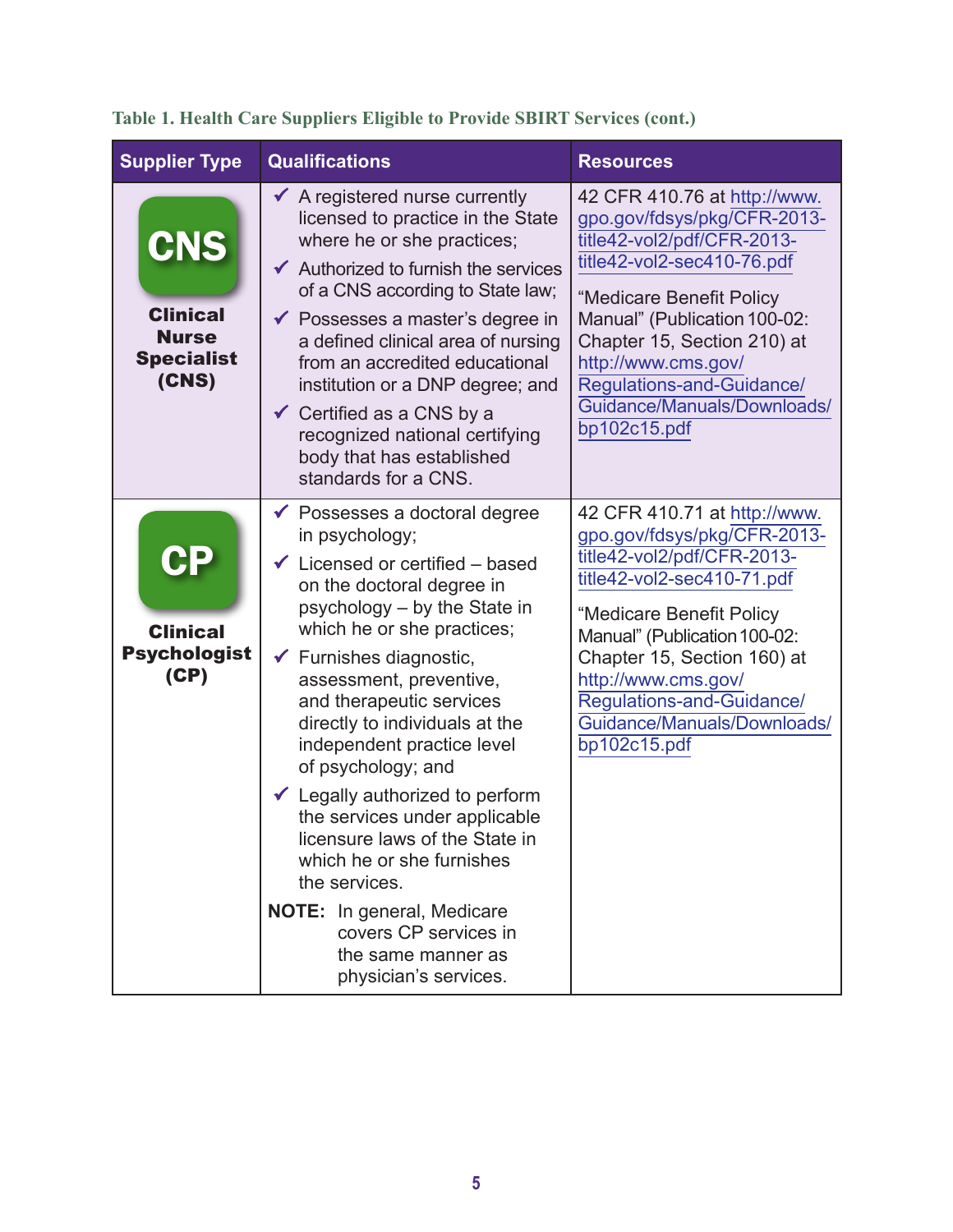**Table 1. Health Care Suppliers Eligible to Provide SBIRT Services (cont.)**

| Supplier Type | Qualifications | Resources |
|---|---|---|
| **CNS** **Clinical Nurse Specialist (CNS)** | ✓ A registered nurse currently licensed to practice in the State where he or she practices;<br>✓ Authorized to furnish the services of a CNS according to State law;<br>✓ Possesses a master's degree in a defined clinical area of nursing from an accredited educational institution or a DNP degree; and<br>✓ Certified as a CNS by a recognized national certifying body that has established standards for a CNS. | 42 CFR 410.76 at http://www.gpo.gov/fdsys/pkg/CFR-2013-title42-vol2/pdf/CFR-2013-title42-vol2-sec410-76.pdf<br><br>"Medicare Benefit Policy Manual" (Publication 100-02: Chapter 15, Section 210) at http://www.cms.gov/Regulations-and-Guidance/Guidance/Manuals/Downloads/bp102c15.pdf |
| **CP** **Clinical Psychologist (CP)** | ✓ Possesses a doctoral degree in psychology;<br>✓ Licensed or certified – based on the doctoral degree in psychology – by the State in which he or she practices;<br>✓ Furnishes diagnostic, assessment, preventive, and therapeutic services directly to individuals at the independent practice level of psychology; and<br>✓ Legally authorized to perform the services under applicable licensure laws of the State in which he or she furnishes the services.<br><br>**NOTE:** In general, Medicare covers CP services in the same manner as physician's services. | 42 CFR 410.71 at http://www.gpo.gov/fdsys/pkg/CFR-2013-title42-vol2/pdf/CFR-2013-title42-vol2-sec410-71.pdf<br><br>"Medicare Benefit Policy Manual" (Publication 100-02: Chapter 15, Section 160) at http://www.cms.gov/Regulations-and-Guidance/Guidance/Manuals/Downloads/bp102c15.pdf |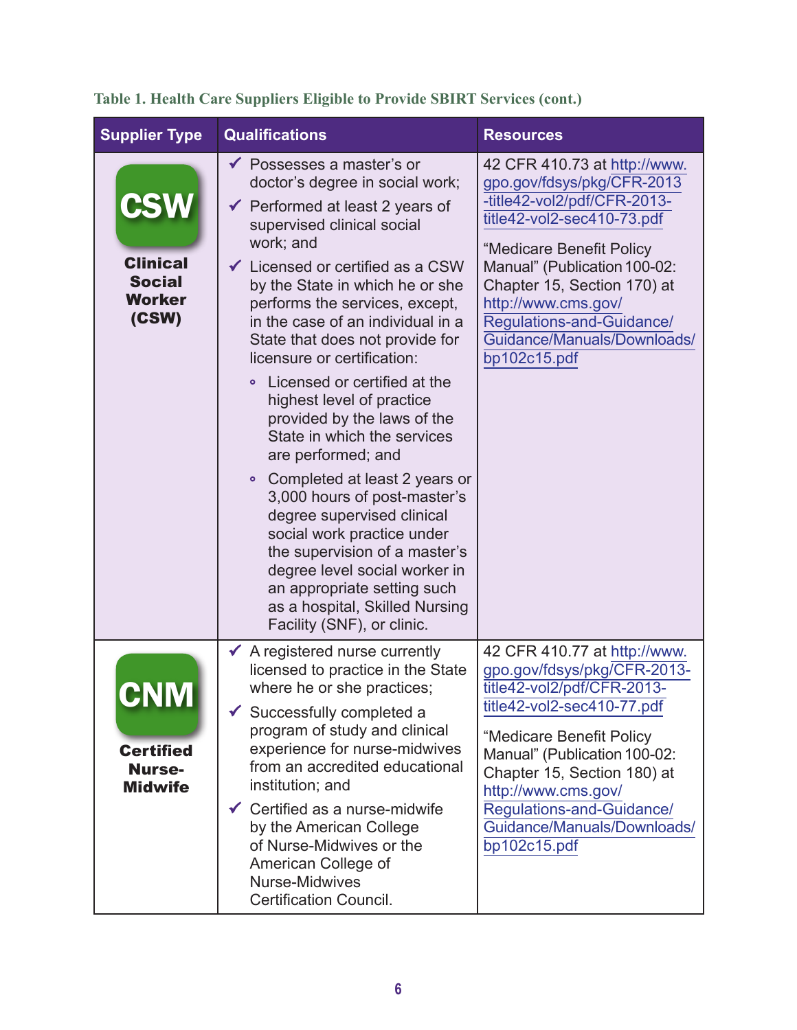**Table 1. Health Care Suppliers Eligible to Provide SBIRT Services (cont.)**

| Supplier Type | Qualifications | Resources |
|---|---|---|
| CSW<br>**Clinical Social Worker (CSW)** | ✔ Possesses a master's or doctor's degree in social work;<br>✔ Performed at least 2 years of supervised clinical social work; and<br>✔ Licensed or certified as a CSW by the State in which he or she performs the services, except, in the case of an individual in a State that does not provide for licensure or certification:<br>∘ Licensed or certified at the highest level of practice provided by the laws of the State in which the services are performed; and<br>∘ Completed at least 2 years or 3,000 hours of post-master's degree supervised clinical social work practice under the supervision of a master's degree level social worker in an appropriate setting such as a hospital, Skilled Nursing Facility (SNF), or clinic. | 42 CFR 410.73 at http://www.gpo.gov/fdsys/pkg/CFR-2013-title42-vol2/pdf/CFR-2013-title42-vol2-sec410-73.pdf<br><br>"Medicare Benefit Policy Manual" (Publication 100-02: Chapter 15, Section 170) at http://www.cms.gov/Regulations-and-Guidance/Guidance/Manuals/Downloads/bp102c15.pdf |
| CNM<br>**Certified Nurse-Midwife** | ✔ A registered nurse currently licensed to practice in the State where he or she practices;<br>✔ Successfully completed a program of study and clinical experience for nurse-midwives from an accredited educational institution; and<br>✔ Certified as a nurse-midwife by the American College of Nurse-Midwives or the American College of Nurse-Midwives Certification Council. | 42 CFR 410.77 at http://www.gpo.gov/fdsys/pkg/CFR-2013-title42-vol2/pdf/CFR-2013-title42-vol2-sec410-77.pdf<br><br>"Medicare Benefit Policy Manual" (Publication 100-02: Chapter 15, Section 180) at http://www.cms.gov/Regulations-and-Guidance/Guidance/Manuals/Downloads/bp102c15.pdf |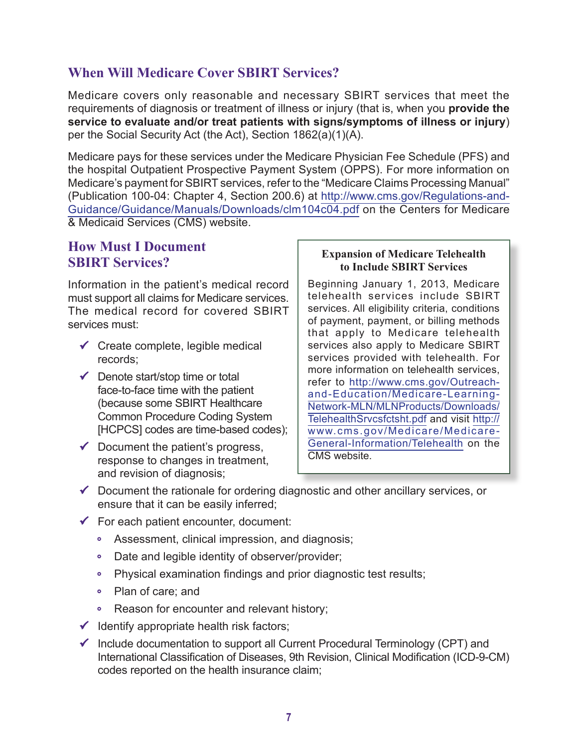## When Will Medicare Cover SBIRT Services?

Medicare covers only reasonable and necessary SBIRT services that meet the requirements of diagnosis or treatment of illness or injury (that is, when you **provide the service to evaluate and/or treat patients with signs/symptoms of illness or injury**) per the Social Security Act (the Act), Section 1862(a)(1)(A).

Medicare pays for these services under the Medicare Physician Fee Schedule (PFS) and the hospital Outpatient Prospective Payment System (OPPS). For more information on Medicare's payment for SBIRT services, refer to the "Medicare Claims Processing Manual" (Publication 100-04: Chapter 4, Section 200.6) at http://www.cms.gov/Regulations-and-Guidance/Guidance/Manuals/Downloads/clm104c04.pdf on the Centers for Medicare & Medicaid Services (CMS) website.

## How Must I Document SBIRT Services?

Information in the patient's medical record must support all claims for Medicare services. The medical record for covered SBIRT services must:

- ✓ Create complete, legible medical records;
- ✓ Denote start/stop time or total face-to-face time with the patient (because some SBIRT Healthcare Common Procedure Coding System [HCPCS] codes are time-based codes);
- ✓ Document the patient's progress, response to changes in treatment, and revision of diagnosis;
- ✓ Document the rationale for ordering diagnostic and other ancillary services, or ensure that it can be easily inferred;
- ✓ For each patient encounter, document:
  - Assessment, clinical impression, and diagnosis;
  - Date and legible identity of observer/provider;
  - Physical examination findings and prior diagnostic test results;
  - Plan of care; and
  - Reason for encounter and relevant history;
- ✓ Identify appropriate health risk factors;
- ✓ Include documentation to support all Current Procedural Terminology (CPT) and International Classification of Diseases, 9th Revision, Clinical Modification (ICD-9-CM) codes reported on the health insurance claim;

**Expansion of Medicare Telehealth to Include SBIRT Services**

Beginning January 1, 2013, Medicare telehealth services include SBIRT services. All eligibility criteria, conditions of payment, payment, or billing methods that apply to Medicare telehealth services also apply to Medicare SBIRT services provided with telehealth. For more information on telehealth services, refer to http://www.cms.gov/Outreach-and-Education/Medicare-Learning-Network-MLN/MLNProducts/Downloads/TelehealthSrvcsfctsht.pdf and visit http://www.cms.gov/Medicare/Medicare-General-Information/Telehealth on the CMS website.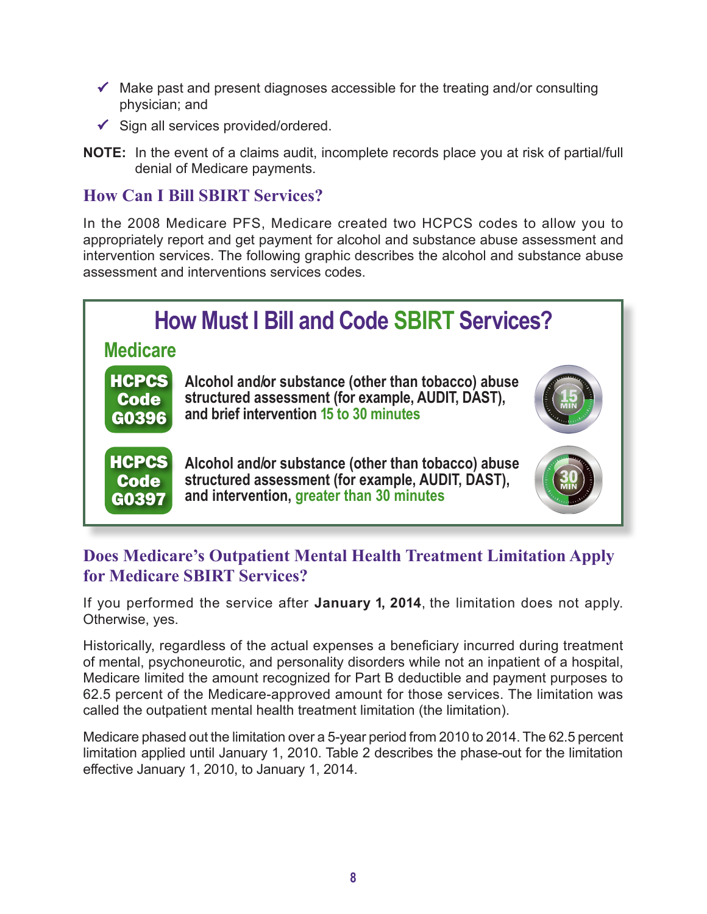- ✓ Make past and present diagnoses accessible for the treating and/or consulting physician; and
- ✓ Sign all services provided/ordered.

**NOTE:** In the event of a claims audit, incomplete records place you at risk of partial/full denial of Medicare payments.

## How Can I Bill SBIRT Services?

In the 2008 Medicare PFS, Medicare created two HCPCS codes to allow you to appropriately report and get payment for alcohol and substance abuse assessment and intervention services. The following graphic describes the alcohol and substance abuse assessment and interventions services codes.

### How Must I Bill and Code SBIRT Services?

**Medicare**

| HCPCS Code | Description |
| --- | --- |
| G0396 | Alcohol and/or substance (other than tobacco) abuse structured assessment (for example, AUDIT, DAST), and brief intervention 15 to 30 minutes |
| G0397 | Alcohol and/or substance (other than tobacco) abuse structured assessment (for example, AUDIT, DAST), and intervention, greater than 30 minutes |

## Does Medicare's Outpatient Mental Health Treatment Limitation Apply for Medicare SBIRT Services?

If you performed the service after **January 1, 2014**, the limitation does not apply. Otherwise, yes.

Historically, regardless of the actual expenses a beneficiary incurred during treatment of mental, psychoneurotic, and personality disorders while not an inpatient of a hospital, Medicare limited the amount recognized for Part B deductible and payment purposes to 62.5 percent of the Medicare-approved amount for those services. The limitation was called the outpatient mental health treatment limitation (the limitation).

Medicare phased out the limitation over a 5-year period from 2010 to 2014. The 62.5 percent limitation applied until January 1, 2010. Table 2 describes the phase-out for the limitation effective January 1, 2010, to January 1, 2014.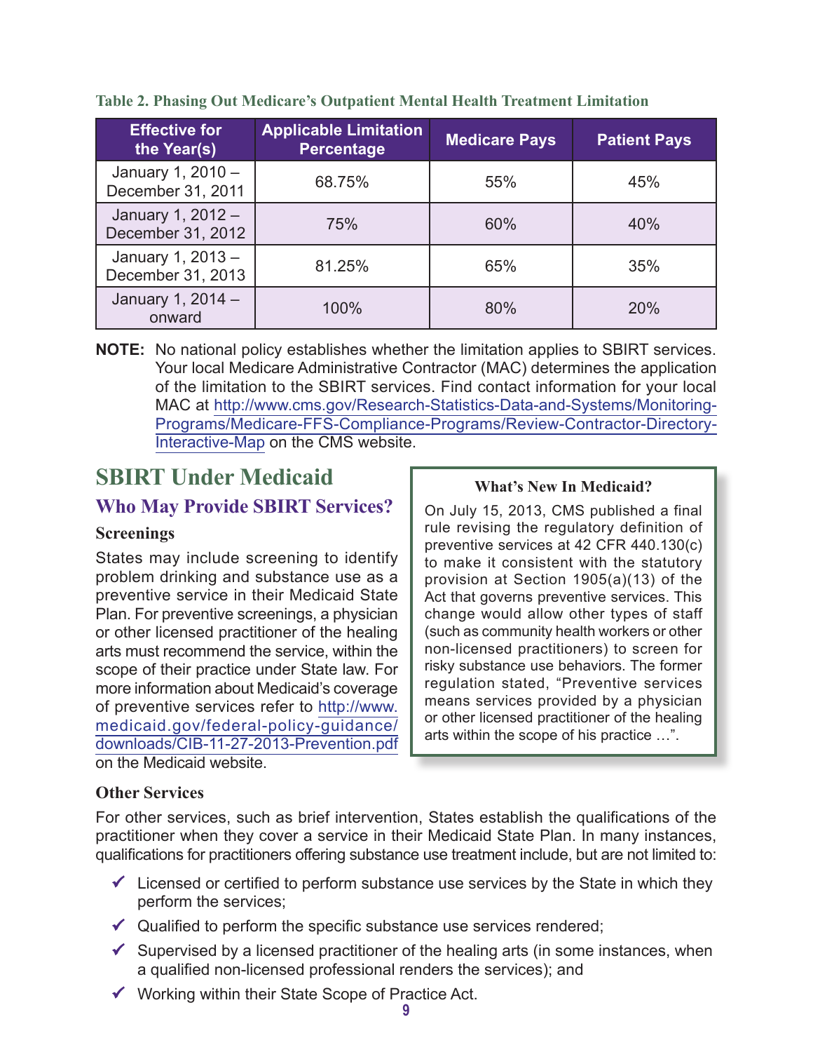**Table 2. Phasing Out Medicare's Outpatient Mental Health Treatment Limitation**

| Effective for the Year(s) | Applicable Limitation Percentage | Medicare Pays | Patient Pays |
|---|---|---|---|
| January 1, 2010 – December 31, 2011 | 68.75% | 55% | 45% |
| January 1, 2012 – December 31, 2012 | 75% | 60% | 40% |
| January 1, 2013 – December 31, 2013 | 81.25% | 65% | 35% |
| January 1, 2014 – onward | 100% | 80% | 20% |

**NOTE:** No national policy establishes whether the limitation applies to SBIRT services. Your local Medicare Administrative Contractor (MAC) determines the application of the limitation to the SBIRT services. Find contact information for your local MAC at http://www.cms.gov/Research-Statistics-Data-and-Systems/Monitoring-Programs/Medicare-FFS-Compliance-Programs/Review-Contractor-Directory-Interactive-Map on the CMS website.

## SBIRT Under Medicaid

### Who May Provide SBIRT Services?

#### Screenings

States may include screening to identify problem drinking and substance use as a preventive service in their Medicaid State Plan. For preventive screenings, a physician or other licensed practitioner of the healing arts must recommend the service, within the scope of their practice under State law. For more information about Medicaid's coverage of preventive services refer to http://www.medicaid.gov/federal-policy-guidance/downloads/CIB-11-27-2013-Prevention.pdf on the Medicaid website.

> **What's New In Medicaid?**
>
> On July 15, 2013, CMS published a final rule revising the regulatory definition of preventive services at 42 CFR 440.130(c) to make it consistent with the statutory provision at Section 1905(a)(13) of the Act that governs preventive services. This change would allow other types of staff (such as community health workers or other non-licensed practitioners) to screen for risky substance use behaviors. The former regulation stated, "Preventive services means services provided by a physician or other licensed practitioner of the healing arts within the scope of his practice …".

#### Other Services

For other services, such as brief intervention, States establish the qualifications of the practitioner when they cover a service in their Medicaid State Plan. In many instances, qualifications for practitioners offering substance use treatment include, but are not limited to:

- ✓ Licensed or certified to perform substance use services by the State in which they perform the services;
- ✓ Qualified to perform the specific substance use services rendered;
- ✓ Supervised by a licensed practitioner of the healing arts (in some instances, when a qualified non-licensed professional renders the services); and
- ✓ Working within their State Scope of Practice Act.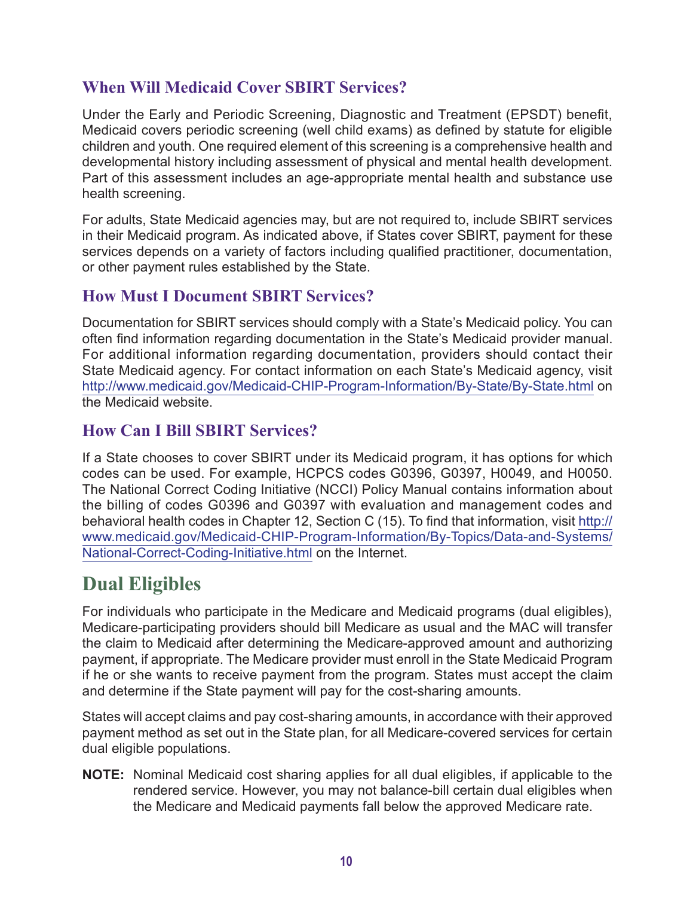### When Will Medicaid Cover SBIRT Services?

Under the Early and Periodic Screening, Diagnostic and Treatment (EPSDT) benefit, Medicaid covers periodic screening (well child exams) as defined by statute for eligible children and youth. One required element of this screening is a comprehensive health and developmental history including assessment of physical and mental health development. Part of this assessment includes an age-appropriate mental health and substance use health screening.

For adults, State Medicaid agencies may, but are not required to, include SBIRT services in their Medicaid program. As indicated above, if States cover SBIRT, payment for these services depends on a variety of factors including qualified practitioner, documentation, or other payment rules established by the State.

### How Must I Document SBIRT Services?

Documentation for SBIRT services should comply with a State's Medicaid policy. You can often find information regarding documentation in the State's Medicaid provider manual. For additional information regarding documentation, providers should contact their State Medicaid agency. For contact information on each State's Medicaid agency, visit http://www.medicaid.gov/Medicaid-CHIP-Program-Information/By-State/By-State.html on the Medicaid website.

### How Can I Bill SBIRT Services?

If a State chooses to cover SBIRT under its Medicaid program, it has options for which codes can be used. For example, HCPCS codes G0396, G0397, H0049, and H0050. The National Correct Coding Initiative (NCCI) Policy Manual contains information about the billing of codes G0396 and G0397 with evaluation and management codes and behavioral health codes in Chapter 12, Section C (15). To find that information, visit http://www.medicaid.gov/Medicaid-CHIP-Program-Information/By-Topics/Data-and-Systems/National-Correct-Coding-Initiative.html on the Internet.

## Dual Eligibles

For individuals who participate in the Medicare and Medicaid programs (dual eligibles), Medicare-participating providers should bill Medicare as usual and the MAC will transfer the claim to Medicaid after determining the Medicare-approved amount and authorizing payment, if appropriate. The Medicare provider must enroll in the State Medicaid Program if he or she wants to receive payment from the program. States must accept the claim and determine if the State payment will pay for the cost-sharing amounts.

States will accept claims and pay cost-sharing amounts, in accordance with their approved payment method as set out in the State plan, for all Medicare-covered services for certain dual eligible populations.

**NOTE:** Nominal Medicaid cost sharing applies for all dual eligibles, if applicable to the rendered service. However, you may not balance-bill certain dual eligibles when the Medicare and Medicaid payments fall below the approved Medicare rate.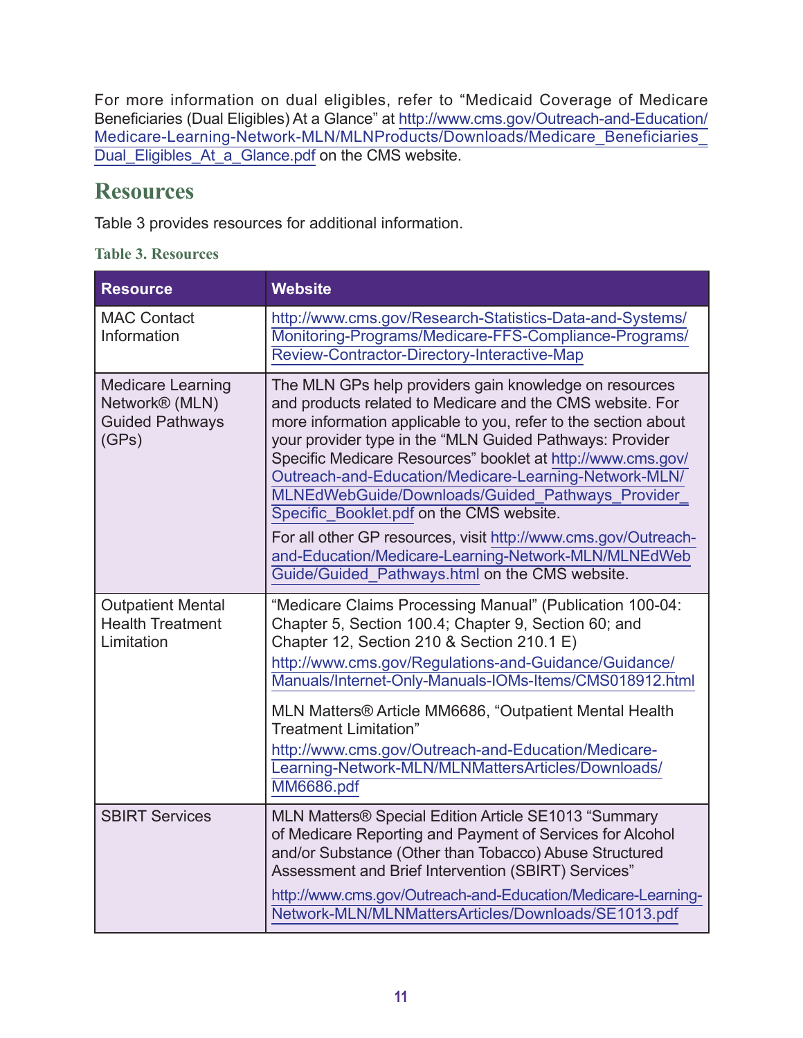For more information on dual eligibles, refer to "Medicaid Coverage of Medicare Beneficiaries (Dual Eligibles) At a Glance" at http://www.cms.gov/Outreach-and-Education/Medicare-Learning-Network-MLN/MLNProducts/Downloads/Medicare_Beneficiaries_Dual_Eligibles_At_a_Glance.pdf on the CMS website.

## Resources

Table 3 provides resources for additional information.

**Table 3. Resources**

| Resource | Website |
|---|---|
| MAC Contact Information | http://www.cms.gov/Research-Statistics-Data-and-Systems/Monitoring-Programs/Medicare-FFS-Compliance-Programs/Review-Contractor-Directory-Interactive-Map |
| Medicare Learning Network® (MLN) Guided Pathways (GPs) | The MLN GPs help providers gain knowledge on resources and products related to Medicare and the CMS website. For more information applicable to you, refer to the section about your provider type in the "MLN Guided Pathways: Provider Specific Medicare Resources" booklet at http://www.cms.gov/Outreach-and-Education/Medicare-Learning-Network-MLN/MLNEdWebGuide/Downloads/Guided_Pathways_Provider_Specific_Booklet.pdf on the CMS website.<br><br>For all other GP resources, visit http://www.cms.gov/Outreach-and-Education/Medicare-Learning-Network-MLN/MLNEdWebGuide/Guided_Pathways.html on the CMS website. |
| Outpatient Mental Health Treatment Limitation | "Medicare Claims Processing Manual" (Publication 100-04: Chapter 5, Section 100.4; Chapter 9, Section 60; and Chapter 12, Section 210 & Section 210.1 E)<br><br>http://www.cms.gov/Regulations-and-Guidance/Guidance/Manuals/Internet-Only-Manuals-IOMs-Items/CMS018912.html<br><br>MLN Matters® Article MM6686, "Outpatient Mental Health Treatment Limitation"<br><br>http://www.cms.gov/Outreach-and-Education/Medicare-Learning-Network-MLN/MLNMattersArticles/Downloads/MM6686.pdf |
| SBIRT Services | MLN Matters® Special Edition Article SE1013 "Summary of Medicare Reporting and Payment of Services for Alcohol and/or Substance (Other than Tobacco) Abuse Structured Assessment and Brief Intervention (SBIRT) Services"<br><br>http://www.cms.gov/Outreach-and-Education/Medicare-Learning-Network-MLN/MLNMattersArticles/Downloads/SE1013.pdf |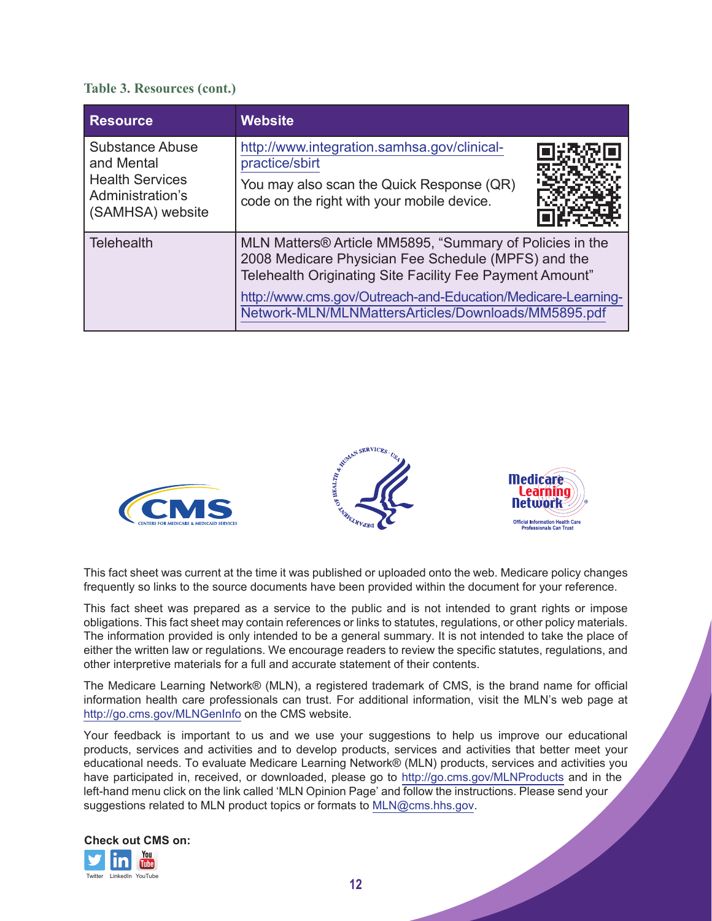**Table 3. Resources (cont.)**

| Resource | Website |
| --- | --- |
| Substance Abuse and Mental Health Services Administration's (SAMHSA) website | http://www.integration.samhsa.gov/clinical-practice/sbirt<br>You may also scan the Quick Response (QR) code on the right with your mobile device. |
| Telehealth | MLN Matters® Article MM5895, "Summary of Policies in the 2008 Medicare Physician Fee Schedule (MPFS) and the Telehealth Originating Site Facility Fee Payment Amount"<br>http://www.cms.gov/Outreach-and-Education/Medicare-Learning-Network-MLN/MLNMattersArticles/Downloads/MM5895.pdf |

This fact sheet was current at the time it was published or uploaded onto the web. Medicare policy changes frequently so links to the source documents have been provided within the document for your reference.

This fact sheet was prepared as a service to the public and is not intended to grant rights or impose obligations. This fact sheet may contain references or links to statutes, regulations, or other policy materials. The information provided is only intended to be a general summary. It is not intended to take the place of either the written law or regulations. We encourage readers to review the specific statutes, regulations, and other interpretive materials for a full and accurate statement of their contents.

The Medicare Learning Network® (MLN), a registered trademark of CMS, is the brand name for official information health care professionals can trust. For additional information, visit the MLN's web page at http://go.cms.gov/MLNGenInfo on the CMS website.

Your feedback is important to us and we use your suggestions to help us improve our educational products, services and activities and to develop products, services and activities that better meet your educational needs. To evaluate Medicare Learning Network® (MLN) products, services and activities you have participated in, received, or downloaded, please go to http://go.cms.gov/MLNProducts and in the left-hand menu click on the link called 'MLN Opinion Page' and follow the instructions. Please send your suggestions related to MLN product topics or formats to MLN@cms.hhs.gov.

**Check out CMS on:**

Twitter LinkedIn YouTube